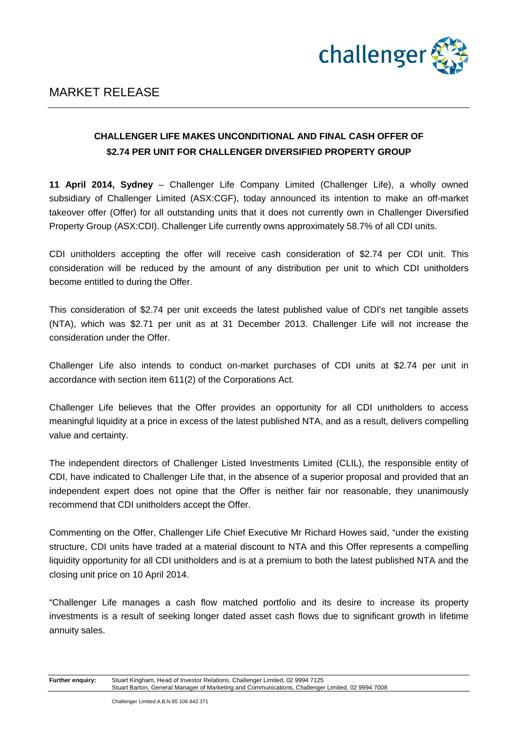# MARKET RELEASE

**CHALLENGER LIFE MAKES UNCONDITIONAL AND FINAL CASH OFFER OF $2.74 PER UNIT FOR CHALLENGER DIVERSIFIED PROPERTY GROUP**

**11 April 2014, Sydney** – Challenger Life Company Limited (Challenger Life), a wholly owned subsidiary of Challenger Limited (ASX:CGF), today announced its intention to make an off-market takeover offer (Offer) for all outstanding units that it does not currently own in Challenger Diversified Property Group (ASX:CDI). Challenger Life currently owns approximately 58.7% of all CDI units.

CDI unitholders accepting the offer will receive cash consideration of $2.74 per CDI unit. This consideration will be reduced by the amount of any distribution per unit to which CDI unitholders become entitled to during the Offer.

This consideration of $2.74 per unit exceeds the latest published value of CDI's net tangible assets (NTA), which was $2.71 per unit as at 31 December 2013. Challenger Life will not increase the consideration under the Offer.

Challenger Life also intends to conduct on-market purchases of CDI units at $2.74 per unit in accordance with section item 611(2) of the Corporations Act.

Challenger Life believes that the Offer provides an opportunity for all CDI unitholders to access meaningful liquidity at a price in excess of the latest published NTA, and as a result, delivers compelling value and certainty.

The independent directors of Challenger Listed Investments Limited (CLIL), the responsible entity of CDI, have indicated to Challenger Life that, in the absence of a superior proposal and provided that an independent expert does not opine that the Offer is neither fair nor reasonable, they unanimously recommend that CDI unitholders accept the Offer.

Commenting on the Offer, Challenger Life Chief Executive Mr Richard Howes said, "under the existing structure, CDI units have traded at a material discount to NTA and this Offer represents a compelling liquidity opportunity for all CDI unitholders and is at a premium to both the latest published NTA and the closing unit price on 10 April 2014.

"Challenger Life manages a cash flow matched portfolio and its desire to increase its property investments is a result of seeking longer dated asset cash flows due to significant growth in lifetime annuity sales.

**Further enquiry:** Stuart Kingham, Head of Investor Relations, Challenger Limited, 02 9994 7125
Stuart Barton, General Manager of Marketing and Communications, Challenger Limited, 02 9994 7008

Challenger Limited A.B.N 85 106 842 371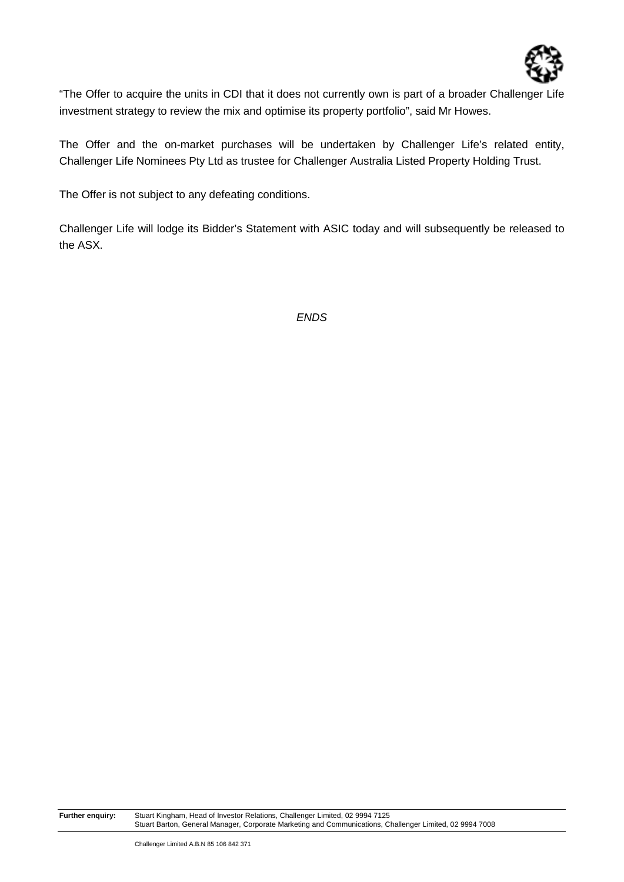"The Offer to acquire the units in CDI that it does not currently own is part of a broader Challenger Life investment strategy to review the mix and optimise its property portfolio", said Mr Howes.

The Offer and the on-market purchases will be undertaken by Challenger Life's related entity, Challenger Life Nominees Pty Ltd as trustee for Challenger Australia Listed Property Holding Trust.

The Offer is not subject to any defeating conditions.

Challenger Life will lodge its Bidder's Statement with ASIC today and will subsequently be released to the ASX.

*ENDS*

**Further enquiry:** Stuart Kingham, Head of Investor Relations, Challenger Limited, 02 9994 7125
Stuart Barton, General Manager, Corporate Marketing and Communications, Challenger Limited, 02 9994 7008

Challenger Limited A.B.N 85 106 842 371